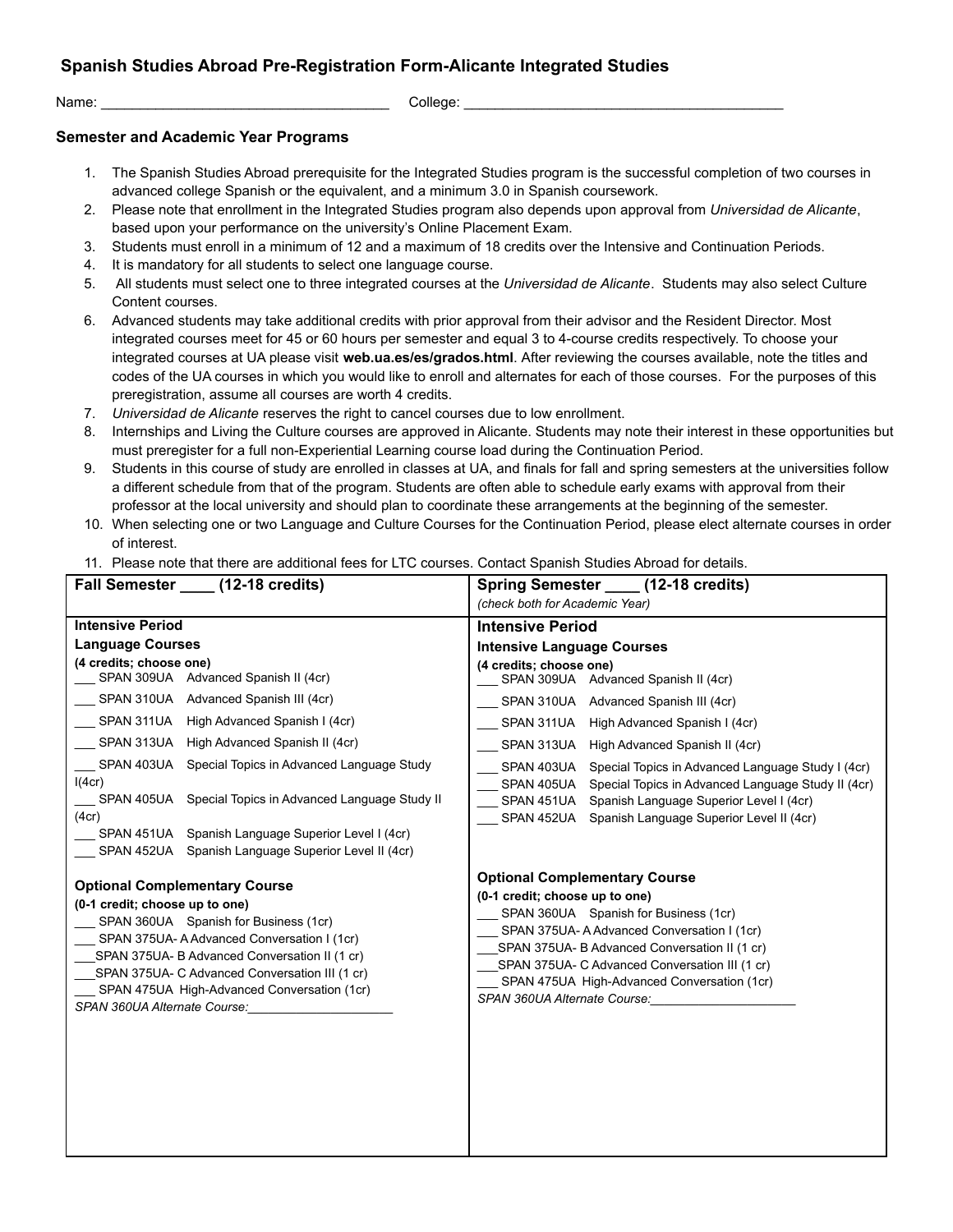## Spanish Studies Abroad Pre-Registration Form-Alicante Integrated Studies

Name: _____________________________________ College: __________________________________________

### Semester and Academic Year Programs

1. The Spanish Studies Abroad prerequisite for the Integrated Studies program is the successful completion of two courses in advanced college Spanish or the equivalent, and a minimum 3.0 in Spanish coursework.
2. Please note that enrollment in the Integrated Studies program also depends upon approval from *Universidad de Alicante*, based upon your performance on the university's Online Placement Exam.
3. Students must enroll in a minimum of 12 and a maximum of 18 credits over the Intensive and Continuation Periods.
4. It is mandatory for all students to select one language course.
5. All students must select one to three integrated courses at the *Universidad de Alicante*. Students may also select Culture Content courses.
6. Advanced students may take additional credits with prior approval from their advisor and the Resident Director. Most integrated courses meet for 45 or 60 hours per semester and equal 3 to 4-course credits respectively. To choose your integrated courses at UA please visit **web.ua.es/es/grados.html**. After reviewing the courses available, note the titles and codes of the UA courses in which you would like to enroll and alternates for each of those courses. For the purposes of this preregistration, assume all courses are worth 4 credits.
7. *Universidad de Alicante* reserves the right to cancel courses due to low enrollment.
8. Internships and Living the Culture courses are approved in Alicante. Students may note their interest in these opportunities but must preregister for a full non-Experiential Learning course load during the Continuation Period.
9. Students in this course of study are enrolled in classes at UA, and finals for fall and spring semesters at the universities follow a different schedule from that of the program. Students are often able to schedule early exams with approval from their professor at the local university and should plan to coordinate these arrangements at the beginning of the semester.
10. When selecting one or two Language and Culture Courses for the Continuation Period, please elect alternate courses in order of interest.
11. Please note that there are additional fees for LTC courses. Contact Spanish Studies Abroad for details.

| **Fall Semester ____ (12-18 credits)** | **Spring Semester ____ (12-18 credits)**<br>*(check both for Academic Year)* |
|---|---|
| **Intensive Period**<br>**Language Courses**<br>**(4 credits; choose one)**<br>___ SPAN 309UA Advanced Spanish II (4cr)<br>___ SPAN 310UA Advanced Spanish III (4cr)<br>___ SPAN 311UA High Advanced Spanish I (4cr)<br>___ SPAN 313UA High Advanced Spanish II (4cr)<br>___ SPAN 403UA Special Topics in Advanced Language Study I(4cr)<br>___ SPAN 405UA Special Topics in Advanced Language Study II (4cr)<br>___ SPAN 451UA Spanish Language Superior Level I (4cr)<br>___ SPAN 452UA Spanish Language Superior Level II (4cr) | **Intensive Period**<br>**Intensive Language Courses**<br>**(4 credits; choose one)**<br>___ SPAN 309UA Advanced Spanish II (4cr)<br>___ SPAN 310UA Advanced Spanish III (4cr)<br>___ SPAN 311UA High Advanced Spanish I (4cr)<br>___ SPAN 313UA High Advanced Spanish II (4cr)<br>___ SPAN 403UA Special Topics in Advanced Language Study I (4cr)<br>___ SPAN 405UA Special Topics in Advanced Language Study II (4cr)<br>___ SPAN 451UA Spanish Language Superior Level I (4cr)<br>___ SPAN 452UA Spanish Language Superior Level II (4cr) |
| **Optional Complementary Course**<br>**(0-1 credit; choose up to one)**<br>___ SPAN 360UA Spanish for Business (1cr)<br>___ SPAN 375UA- A Advanced Conversation I (1cr)<br>___SPAN 375UA- B Advanced Conversation II (1 cr)<br>___SPAN 375UA- C Advanced Conversation III (1 cr)<br>___ SPAN 475UA High-Advanced Conversation (1cr)<br>*SPAN 360UA Alternate Course:*____________________ | **Optional Complementary Course**<br>**(0-1 credit; choose up to one)**<br>___ SPAN 360UA Spanish for Business (1cr)<br>___ SPAN 375UA- A Advanced Conversation I (1cr)<br>___SPAN 375UA- B Advanced Conversation II (1 cr)<br>___SPAN 375UA- C Advanced Conversation III (1 cr)<br>___ SPAN 475UA High-Advanced Conversation (1cr)<br>*SPAN 360UA Alternate Course:*____________________ |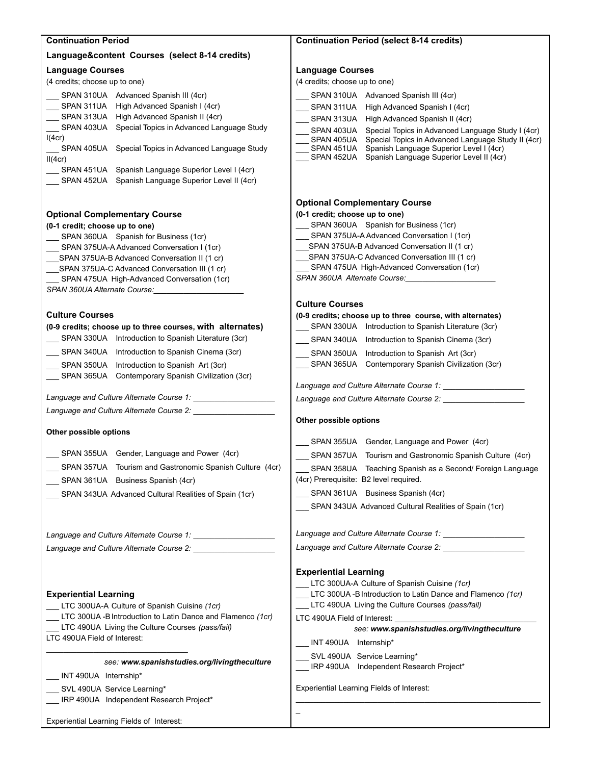## Continuation Period

### Language&content Courses (select 8-14 credits)

### Language Courses

(4 credits; choose up to one)

___ SPAN 310UA Advanced Spanish III (4cr)
___ SPAN 311UA High Advanced Spanish I (4cr)
___ SPAN 313UA High Advanced Spanish II (4cr)
___ SPAN 403UA Special Topics in Advanced Language Study I(4cr)
___ SPAN 405UA Special Topics in Advanced Language Study II(4cr)
___ SPAN 451UA Spanish Language Superior Level I (4cr)
___ SPAN 452UA Spanish Language Superior Level II (4cr)

### Optional Complementary Course

**(0-1 credit; choose up to one)**

___ SPAN 360UA Spanish for Business (1cr)
___ SPAN 375UA-A Advanced Conversation I (1cr)
___SPAN 375UA-B Advanced Conversation II (1 cr)
___SPAN 375UA-C Advanced Conversation III (1 cr)
___ SPAN 475UA High-Advanced Conversation (1cr)

*SPAN 360UA Alternate Course:*_____________________

### Culture Courses

**(0-9 credits; choose up to three courses, with alternates)**

___ SPAN 330UA Introduction to Spanish Literature (3cr)
___ SPAN 340UA Introduction to Spanish Cinema (3cr)
___ SPAN 350UA Introduction to Spanish Art (3cr)
___ SPAN 365UA Contemporary Spanish Civilization (3cr)

*Language and Culture Alternate Course 1:* ___________________

*Language and Culture Alternate Course 2:* ___________________

**Other possible options**

___ SPAN 355UA Gender, Language and Power (4cr)
___ SPAN 357UA Tourism and Gastronomic Spanish Culture (4cr)
___ SPAN 361UA Business Spanish (4cr)
___ SPAN 343UA Advanced Cultural Realities of Spain (1cr)

*Language and Culture Alternate Course 1:* ___________________

*Language and Culture Alternate Course 2:* ___________________

### Experiential Learning

___ LTC 300UA-A Culture of Spanish Cuisine *(1cr)*
___ LTC 300UA -B Introduction to Latin Dance and Flamenco *(1cr)*
___ LTC 490UA Living the Culture Courses *(pass/fail)*

LTC 490UA Field of Interest:

_________________________________

*see: **www.spanishstudies.org/livingtheculture***

___ INT 490UA Internship*
___ SVL 490UA Service Learning*
___ IRP 490UA Independent Research Project*

Experiential Learning Fields of Interest:

## Continuation Period (select 8-14 credits)

### Language Courses

(4 credits; choose up to one)

___ SPAN 310UA Advanced Spanish III (4cr)
___ SPAN 311UA High Advanced Spanish I (4cr)
___ SPAN 313UA High Advanced Spanish II (4cr)
___ SPAN 403UA Special Topics in Advanced Language Study I (4cr)
___ SPAN 405UA Special Topics in Advanced Language Study II (4cr)
___ SPAN 451UA Spanish Language Superior Level I (4cr)
___ SPAN 452UA Spanish Language Superior Level II (4cr)

### Optional Complementary Course

**(0-1 credit; choose up to one)**

___ SPAN 360UA Spanish for Business (1cr)
___ SPAN 375UA-A Advanced Conversation I (1cr)
___SPAN 375UA-B Advanced Conversation II (1 cr)
___SPAN 375UA-C Advanced Conversation III (1 cr)
___ SPAN 475UA High-Advanced Conversation (1cr)

*SPAN 360UA Alternate Course:*_____________________

### Culture Courses

**(0-9 credits; choose up to three course, with alternates)**

___ SPAN 330UA Introduction to Spanish Literature (3cr)
___ SPAN 340UA Introduction to Spanish Cinema (3cr)
___ SPAN 350UA Introduction to Spanish Art (3cr)
___ SPAN 365UA Contemporary Spanish Civilization (3cr)

*Language and Culture Alternate Course 1:* ___________________

*Language and Culture Alternate Course 2:* ___________________

**Other possible options**

___ SPAN 355UA Gender, Language and Power (4cr)
___ SPAN 357UA Tourism and Gastronomic Spanish Culture (4cr)
___ SPAN 358UA Teaching Spanish as a Second/ Foreign Language (4cr) Prerequisite: B2 level required.
___ SPAN 361UA Business Spanish (4cr)
___ SPAN 343UA Advanced Cultural Realities of Spain (1cr)

*Language and Culture Alternate Course 1:* ___________________

*Language and Culture Alternate Course 2:* ___________________

### Experiential Learning

___ LTC 300UA-A Culture of Spanish Cuisine *(1cr)*
___ LTC 300UA -B Introduction to Latin Dance and Flamenco *(1cr)*
___ LTC 490UA Living the Culture Courses *(pass/fail)*

LTC 490UA Field of Interest: _________________________________

*see: **www.spanishstudies.org/livingtheculture***

___ INT 490UA Internship*
___ SVL 490UA Service Learning*
___ IRP 490UA Independent Research Project*

Experiential Learning Fields of Interest:

_____________________________________________________________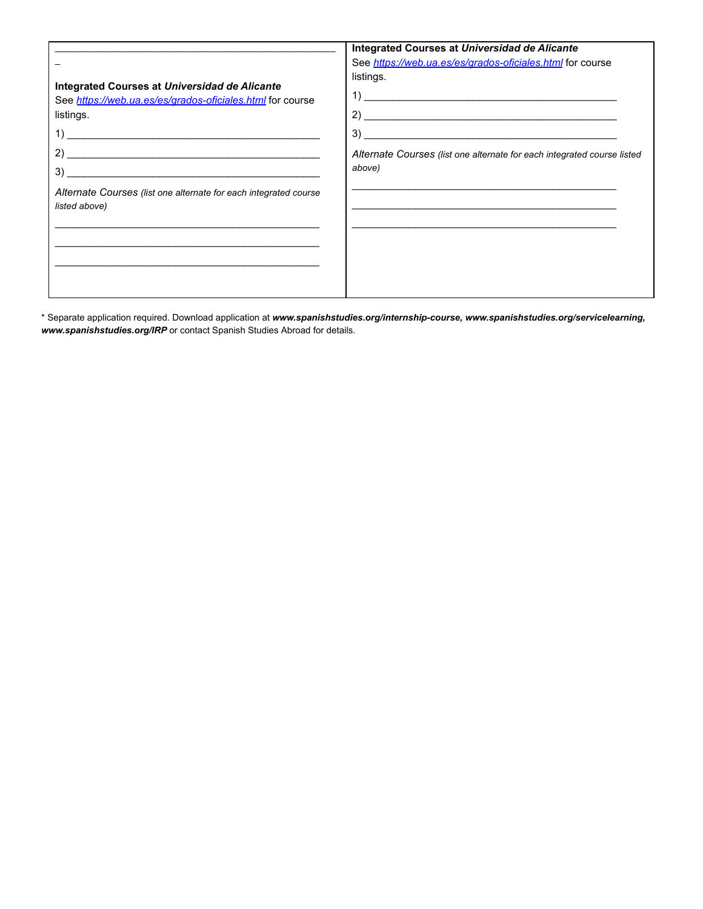_______________________________________________

_

**Integrated Courses at *Universidad de Alicante***
See *https://web.ua.es/es/grados-oficiales.html* for course listings.

1) _______________________________________________

2) _______________________________________________

3) _______________________________________________

*Alternate Courses (list one alternate for each integrated course listed above)*

_______________________________________________

_______________________________________________

_______________________________________________

**Integrated Courses at *Universidad de Alicante***
See *https://web.ua.es/es/grados-oficiales.html* for course listings.

1) _______________________________________________

2) _______________________________________________

3) _______________________________________________

*Alternate Courses (list one alternate for each integrated course listed above)*

_______________________________________________

_______________________________________________

_______________________________________________

* Separate application required. Download application at ***www.spanishstudies.org/internship-course, www.spanishstudies.org/servicelearning, www.spanishstudies.org/IRP*** or contact Spanish Studies Abroad for details.